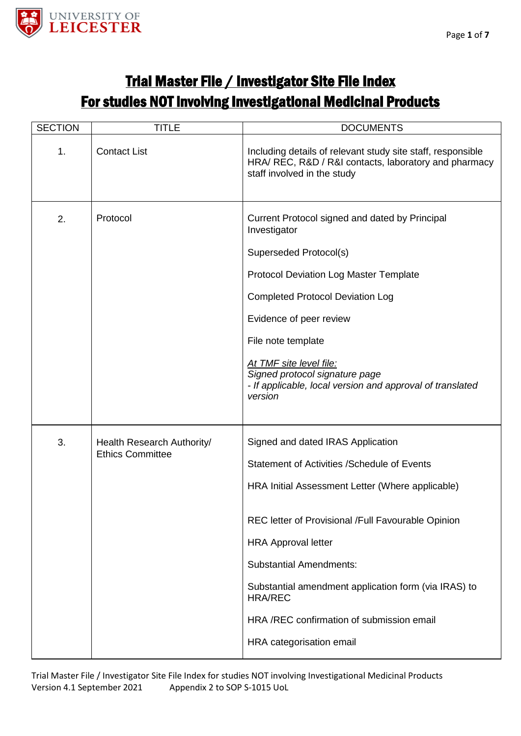# Trial Master File / Investigator Site File Index
# For studies NOT involving Investigational Medicinal Products

| SECTION | TITLE | DOCUMENTS |
| --- | --- | --- |
| 1. | Contact List | Including details of relevant study site staff, responsible HRA/ REC, R&D / R&I contacts, laboratory and pharmacy staff involved in the study |
| 2. | Protocol | Current Protocol signed and dated by Principal Investigator<br><br>Superseded Protocol(s)<br><br>Protocol Deviation Log Master Template<br><br>Completed Protocol Deviation Log<br><br>Evidence of peer review<br><br>File note template<br><br>*<u>At TMF site level file:</u>*<br>*Signed protocol signature page*<br>*- If applicable, local version and approval of translated version* |
| 3. | Health Research Authority/ Ethics Committee | Signed and dated IRAS Application<br><br>Statement of Activities /Schedule of Events<br><br>HRA Initial Assessment Letter (Where applicable)<br><br>REC letter of Provisional /Full Favourable Opinion<br><br>HRA Approval letter<br><br>Substantial Amendments:<br><br>Substantial amendment application form (via IRAS) to HRA/REC<br><br>HRA /REC confirmation of submission email<br><br>HRA categorisation email |

Trial Master File / Investigator Site File Index for studies NOT involving Investigational Medicinal Products
Version 4.1 September 2021 Appendix 2 to SOP S-1015 UoL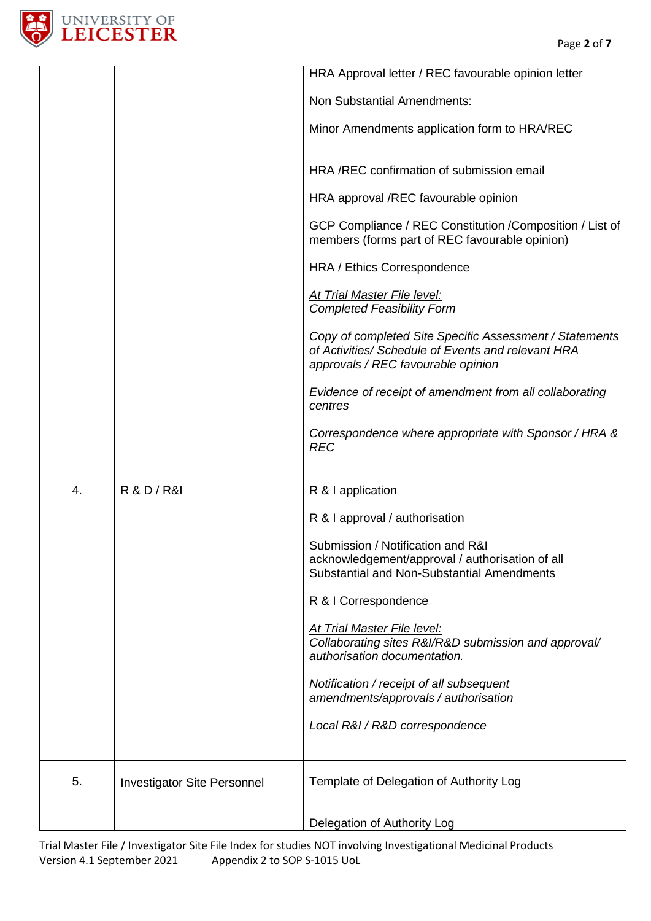| | | |
|---|---|---|
| | | HRA Approval letter / REC favourable opinion letter<br><br>Non Substantial Amendments:<br><br>Minor Amendments application form to HRA/REC<br><br>HRA /REC confirmation of submission email<br><br>HRA approval /REC favourable opinion<br><br>GCP Compliance / REC Constitution /Composition / List of members (forms part of REC favourable opinion)<br><br>HRA / Ethics Correspondence<br><br>*At Trial Master File level:*<br>*Completed Feasibility Form*<br><br>*Copy of completed Site Specific Assessment / Statements of Activities/ Schedule of Events and relevant HRA approvals / REC favourable opinion*<br><br>*Evidence of receipt of amendment from all collaborating centres*<br><br>*Correspondence where appropriate with Sponsor / HRA & REC* |
| 4. | R & D / R&I | R & I application<br><br>R & I approval / authorisation<br><br>Submission / Notification and R&I acknowledgement/approval / authorisation of all Substantial and Non-Substantial Amendments<br><br>R & I Correspondence<br><br>*At Trial Master File level:*<br>*Collaborating sites R&I/R&D submission and approval/ authorisation documentation.*<br><br>*Notification / receipt of all subsequent amendments/approvals / authorisation*<br><br>*Local R&I / R&D correspondence* |
| 5. | Investigator Site Personnel | Template of Delegation of Authority Log<br><br>Delegation of Authority Log |

Trial Master File / Investigator Site File Index for studies NOT involving Investigational Medicinal Products
Version 4.1 September 2021 Appendix 2 to SOP S-1015 UoL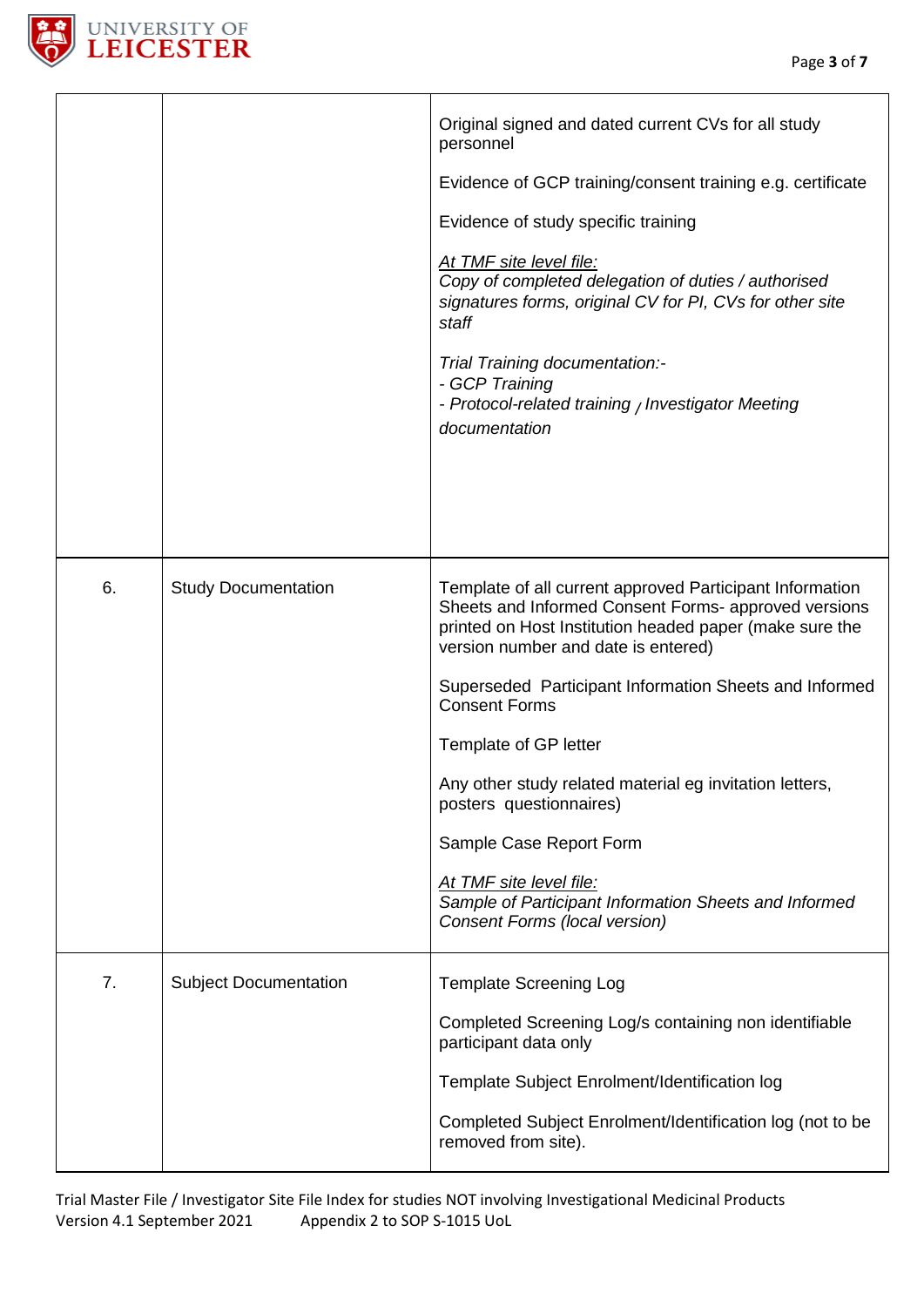| | | |
|---|---|---|
| | | Original signed and dated current CVs for all study personnel<br><br>Evidence of GCP training/consent training e.g. certificate<br><br>Evidence of study specific training<br><br>*<u>At TMF site level file:</u>*<br>*Copy of completed delegation of duties / authorised signatures forms, original CV for PI, CVs for other site staff*<br><br>*Trial Training documentation:-*<br>*- GCP Training*<br>*- Protocol-related training / Investigator Meeting documentation* |
| 6. | Study Documentation | Template of all current approved Participant Information Sheets and Informed Consent Forms- approved versions printed on Host Institution headed paper (make sure the version number and date is entered)<br><br>Superseded Participant Information Sheets and Informed Consent Forms<br><br>Template of GP letter<br><br>Any other study related material eg invitation letters, posters questionnaires)<br><br>Sample Case Report Form<br><br>*<u>At TMF site level file:</u>*<br>*Sample of Participant Information Sheets and Informed Consent Forms (local version)* |
| 7. | Subject Documentation | Template Screening Log<br><br>Completed Screening Log/s containing non identifiable participant data only<br><br>Template Subject Enrolment/Identification log<br><br>Completed Subject Enrolment/Identification log (not to be removed from site). |

Trial Master File / Investigator Site File Index for studies NOT involving Investigational Medicinal Products
Version 4.1 September 2021 Appendix 2 to SOP S-1015 UoL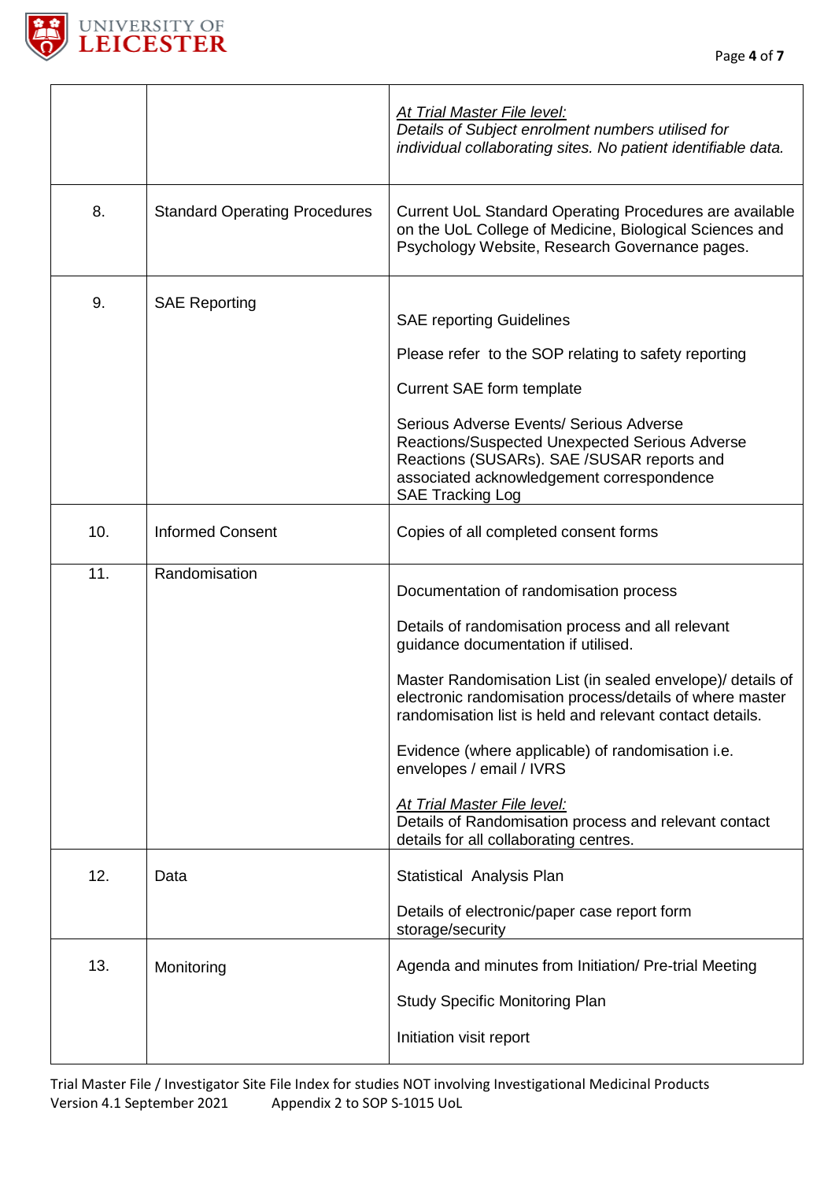| | | |
|---|---|---|
| | | *At Trial Master File level:*<br>*Details of Subject enrolment numbers utilised for individual collaborating sites. No patient identifiable data.* |
| 8. | Standard Operating Procedures | Current UoL Standard Operating Procedures are available on the UoL College of Medicine, Biological Sciences and Psychology Website, Research Governance pages. |
| 9. | SAE Reporting | SAE reporting Guidelines<br><br>Please refer to the SOP relating to safety reporting<br><br>Current SAE form template<br><br>Serious Adverse Events/ Serious Adverse Reactions/Suspected Unexpected Serious Adverse Reactions (SUSARs). SAE /SUSAR reports and associated acknowledgement correspondence<br>SAE Tracking Log |
| 10. | Informed Consent | Copies of all completed consent forms |
| 11. | Randomisation | Documentation of randomisation process<br><br>Details of randomisation process and all relevant guidance documentation if utilised.<br><br>Master Randomisation List (in sealed envelope)/ details of electronic randomisation process/details of where master randomisation list is held and relevant contact details.<br><br>Evidence (where applicable) of randomisation i.e. envelopes / email / IVRS<br><br>*At Trial Master File level:*<br>Details of Randomisation process and relevant contact details for all collaborating centres. |
| 12. | Data | Statistical Analysis Plan<br><br>Details of electronic/paper case report form storage/security |
| 13. | Monitoring | Agenda and minutes from Initiation/ Pre-trial Meeting<br><br>Study Specific Monitoring Plan<br><br>Initiation visit report |

Trial Master File / Investigator Site File Index for studies NOT involving Investigational Medicinal Products
Version 4.1 September 2021 Appendix 2 to SOP S-1015 UoL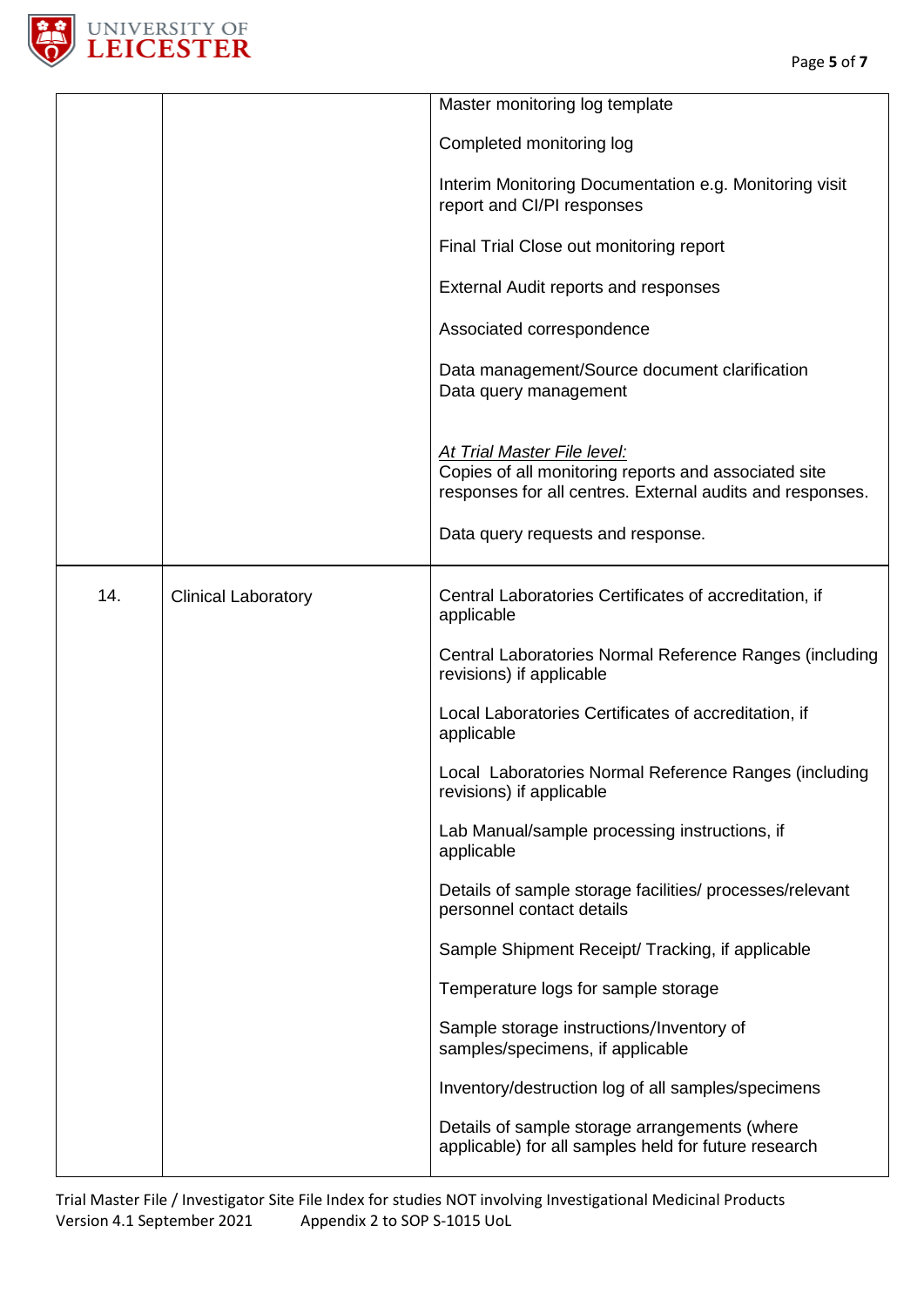| | | |
|---|---|---|
| | | Master monitoring log template<br><br>Completed monitoring log<br><br>Interim Monitoring Documentation e.g. Monitoring visit report and CI/PI responses<br><br>Final Trial Close out monitoring report<br><br>External Audit reports and responses<br><br>Associated correspondence<br><br>Data management/Source document clarification<br>Data query management<br><br><br>*<u>At Trial Master File level:</u>*<br>Copies of all monitoring reports and associated site responses for all centres. External audits and responses.<br><br>Data query requests and response. |
| 14. | Clinical Laboratory | Central Laboratories Certificates of accreditation, if applicable<br><br>Central Laboratories Normal Reference Ranges (including revisions) if applicable<br><br>Local Laboratories Certificates of accreditation, if applicable<br><br>Local Laboratories Normal Reference Ranges (including revisions) if applicable<br><br>Lab Manual/sample processing instructions, if applicable<br><br>Details of sample storage facilities/ processes/relevant personnel contact details<br><br>Sample Shipment Receipt/ Tracking, if applicable<br><br>Temperature logs for sample storage<br><br>Sample storage instructions/Inventory of samples/specimens, if applicable<br><br>Inventory/destruction log of all samples/specimens<br><br>Details of sample storage arrangements (where applicable) for all samples held for future research |

Trial Master File / Investigator Site File Index for studies NOT involving Investigational Medicinal Products
Version 4.1 September 2021 Appendix 2 to SOP S-1015 UoL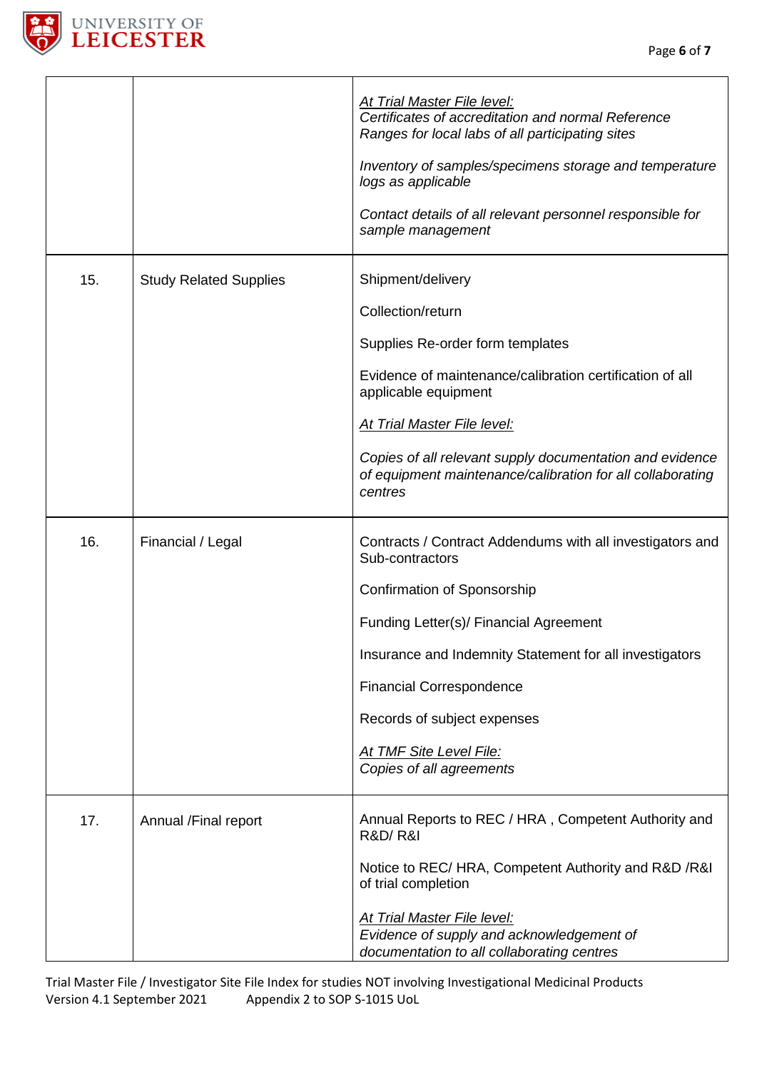| | | |
|---|---|---|
| | | *At Trial Master File level:*<br>*Certificates of accreditation and normal Reference Ranges for local labs of all participating sites*<br><br>*Inventory of samples/specimens storage and temperature logs as applicable*<br><br>*Contact details of all relevant personnel responsible for sample management* |
| 15. | Study Related Supplies | Shipment/delivery<br><br>Collection/return<br><br>Supplies Re-order form templates<br><br>Evidence of maintenance/calibration certification of all applicable equipment<br><br>*At Trial Master File level:*<br><br>*Copies of all relevant supply documentation and evidence of equipment maintenance/calibration for all collaborating centres* |
| 16. | Financial / Legal | Contracts / Contract Addendums with all investigators and Sub-contractors<br><br>Confirmation of Sponsorship<br><br>Funding Letter(s)/ Financial Agreement<br><br>Insurance and Indemnity Statement for all investigators<br><br>Financial Correspondence<br><br>Records of subject expenses<br><br>*At TMF Site Level File:*<br>*Copies of all agreements* |
| 17. | Annual /Final report | Annual Reports to REC / HRA , Competent Authority and R&D/ R&I<br><br>Notice to REC/ HRA, Competent Authority and R&D /R&I of trial completion<br><br>*At Trial Master File level:*<br>*Evidence of supply and acknowledgement of documentation to all collaborating centres* |

Trial Master File / Investigator Site File Index for studies NOT involving Investigational Medicinal Products
Version 4.1 September 2021 Appendix 2 to SOP S-1015 UoL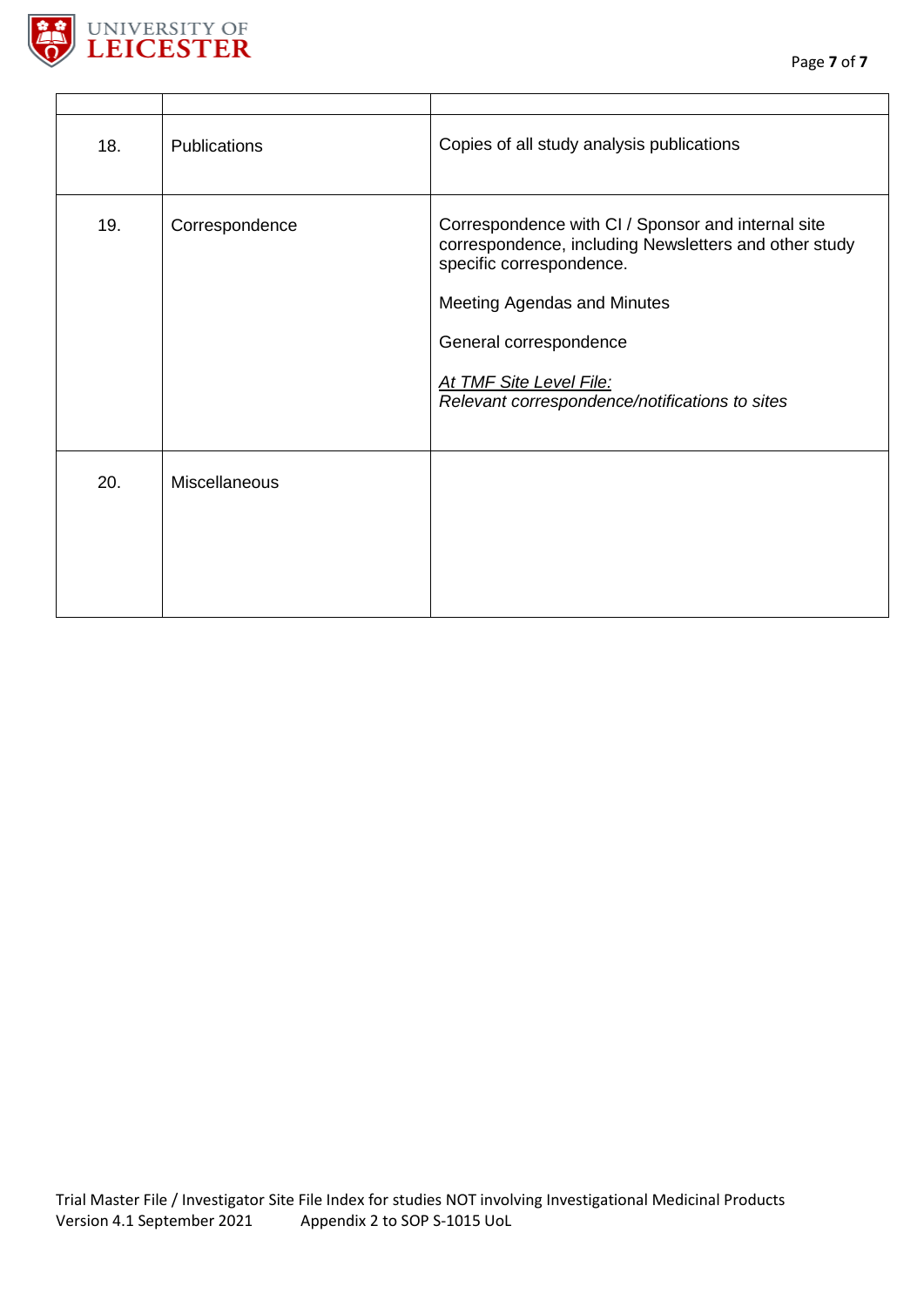| | | |
|---|---|---|
| 18. | Publications | Copies of all study analysis publications |
| 19. | Correspondence | Correspondence with CI / Sponsor and internal site correspondence, including Newsletters and other study specific correspondence.<br><br>Meeting Agendas and Minutes<br><br>General correspondence<br><br>*At TMF Site Level File:*<br>*Relevant correspondence/notifications to sites* |
| 20. | Miscellaneous | |

Trial Master File / Investigator Site File Index for studies NOT involving Investigational Medicinal Products
Version 4.1 September 2021 Appendix 2 to SOP S-1015 UoL